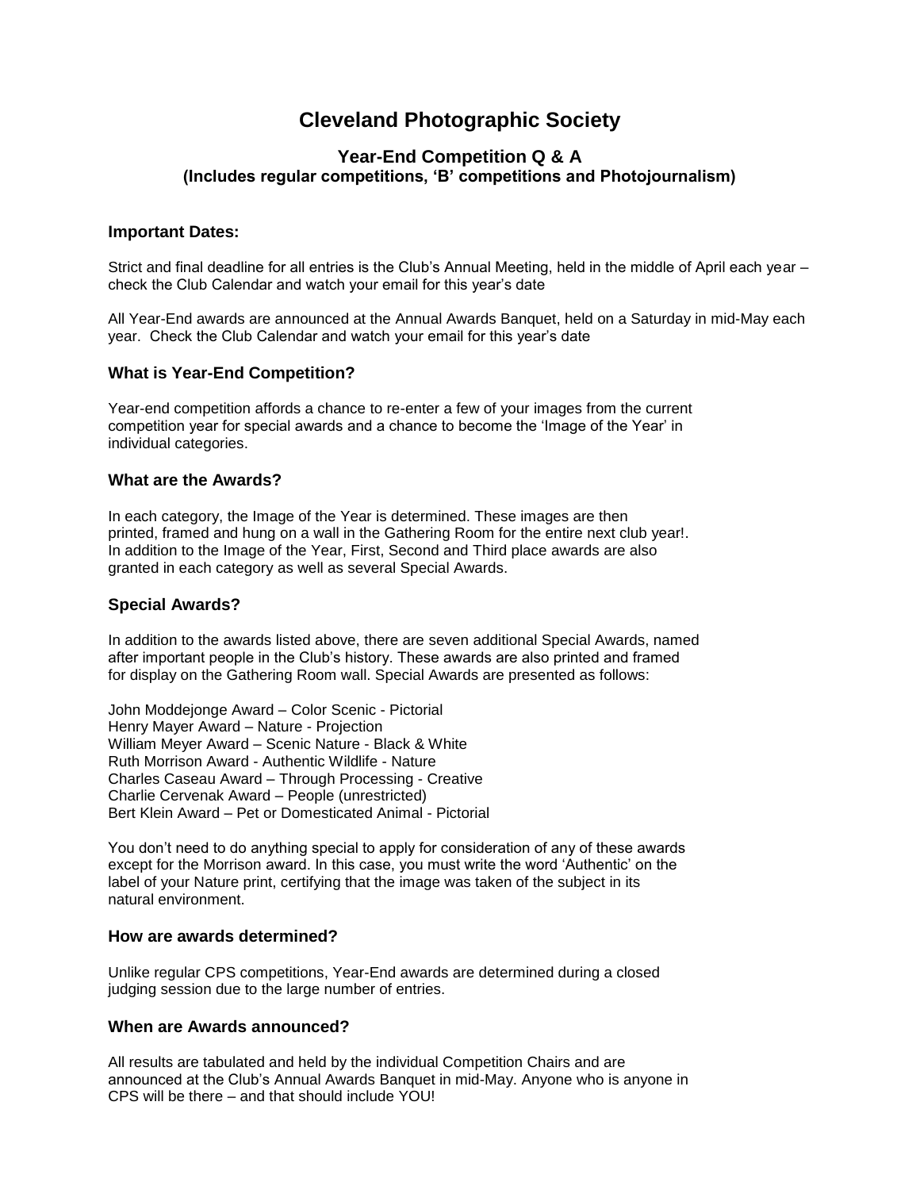# Cleveland Photographic Society

## Year-End Competition Q & A
### (Includes regular competitions, 'B' competitions and Photojournalism)

### Important Dates:

Strict and final deadline for all entries is the Club's Annual Meeting, held in the middle of April each year – check the Club Calendar and watch your email for this year's date

All Year-End awards are announced at the Annual Awards Banquet, held on a Saturday in mid-May each year. Check the Club Calendar and watch your email for this year's date

### What is Year-End Competition?

Year-end competition affords a chance to re-enter a few of your images from the current competition year for special awards and a chance to become the 'Image of the Year' in individual categories.

### What are the Awards?

In each category, the Image of the Year is determined. These images are then printed, framed and hung on a wall in the Gathering Room for the entire next club year!. In addition to the Image of the Year, First, Second and Third place awards are also granted in each category as well as several Special Awards.

### Special Awards?

In addition to the awards listed above, there are seven additional Special Awards, named after important people in the Club's history. These awards are also printed and framed for display on the Gathering Room wall. Special Awards are presented as follows:

John Moddejonge Award – Color Scenic - Pictorial
Henry Mayer Award – Nature - Projection
William Meyer Award – Scenic Nature - Black & White
Ruth Morrison Award - Authentic Wildlife - Nature
Charles Caseau Award – Through Processing - Creative
Charlie Cervenak Award – People (unrestricted)
Bert Klein Award – Pet or Domesticated Animal - Pictorial

You don't need to do anything special to apply for consideration of any of these awards except for the Morrison award. In this case, you must write the word 'Authentic' on the label of your Nature print, certifying that the image was taken of the subject in its natural environment.

### How are awards determined?

Unlike regular CPS competitions, Year-End awards are determined during a closed judging session due to the large number of entries.

### When are Awards announced?

All results are tabulated and held by the individual Competition Chairs and are announced at the Club's Annual Awards Banquet in mid-May. Anyone who is anyone in CPS will be there – and that should include YOU!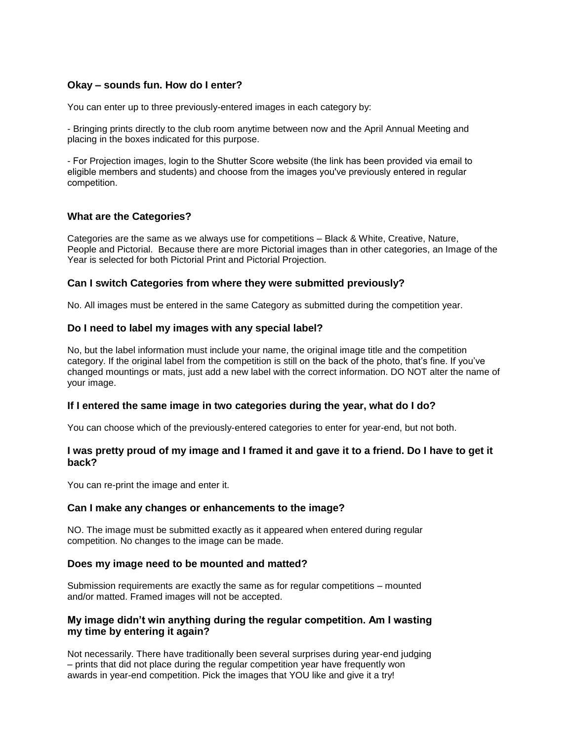### Okay – sounds fun. How do I enter?

You can enter up to three previously-entered images in each category by:

- Bringing prints directly to the club room anytime between now and the April Annual Meeting and placing in the boxes indicated for this purpose.

- For Projection images, login to the Shutter Score website (the link has been provided via email to eligible members and students) and choose from the images you've previously entered in regular competition.

### What are the Categories?

Categories are the same as we always use for competitions – Black & White, Creative, Nature, People and Pictorial. Because there are more Pictorial images than in other categories, an Image of the Year is selected for both Pictorial Print and Pictorial Projection.

### Can I switch Categories from where they were submitted previously?

No. All images must be entered in the same Category as submitted during the competition year.

### Do I need to label my images with any special label?

No, but the label information must include your name, the original image title and the competition category. If the original label from the competition is still on the back of the photo, that's fine. If you've changed mountings or mats, just add a new label with the correct information. DO NOT alter the name of your image.

### If I entered the same image in two categories during the year, what do I do?

You can choose which of the previously-entered categories to enter for year-end, but not both.

### I was pretty proud of my image and I framed it and gave it to a friend. Do I have to get it back?

You can re-print the image and enter it.

### Can I make any changes or enhancements to the image?

NO. The image must be submitted exactly as it appeared when entered during regular competition. No changes to the image can be made.

### Does my image need to be mounted and matted?

Submission requirements are exactly the same as for regular competitions – mounted and/or matted. Framed images will not be accepted.

### My image didn't win anything during the regular competition. Am I wasting my time by entering it again?

Not necessarily. There have traditionally been several surprises during year-end judging – prints that did not place during the regular competition year have frequently won awards in year-end competition. Pick the images that YOU like and give it a try!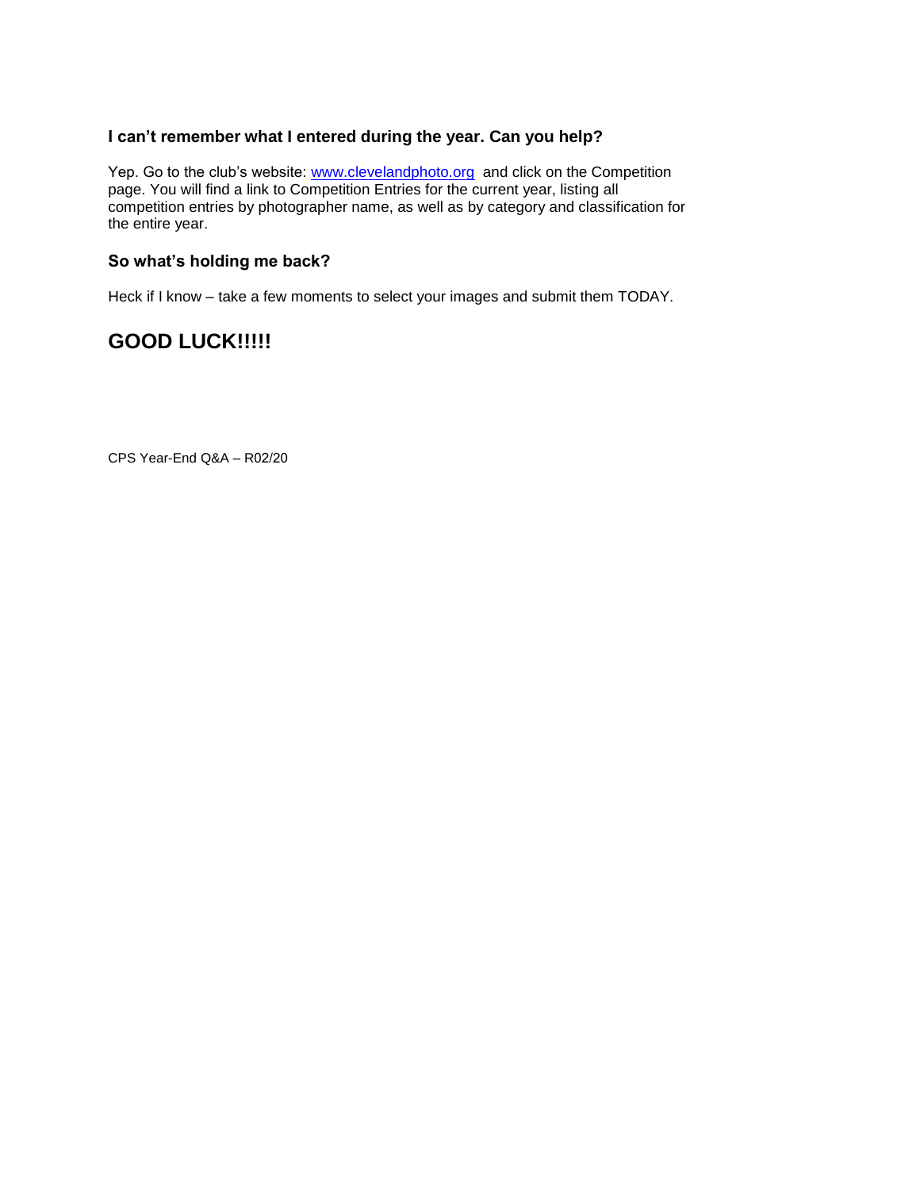### I can't remember what I entered during the year. Can you help?

Yep. Go to the club's website: [www.clevelandphoto.org](http://www.clevelandphoto.org) and click on the Competition page. You will find a link to Competition Entries for the current year, listing all competition entries by photographer name, as well as by category and classification for the entire year.

### So what's holding me back?

Heck if I know – take a few moments to select your images and submit them TODAY.

## GOOD LUCK!!!!!

CPS Year-End Q&A – R02/20